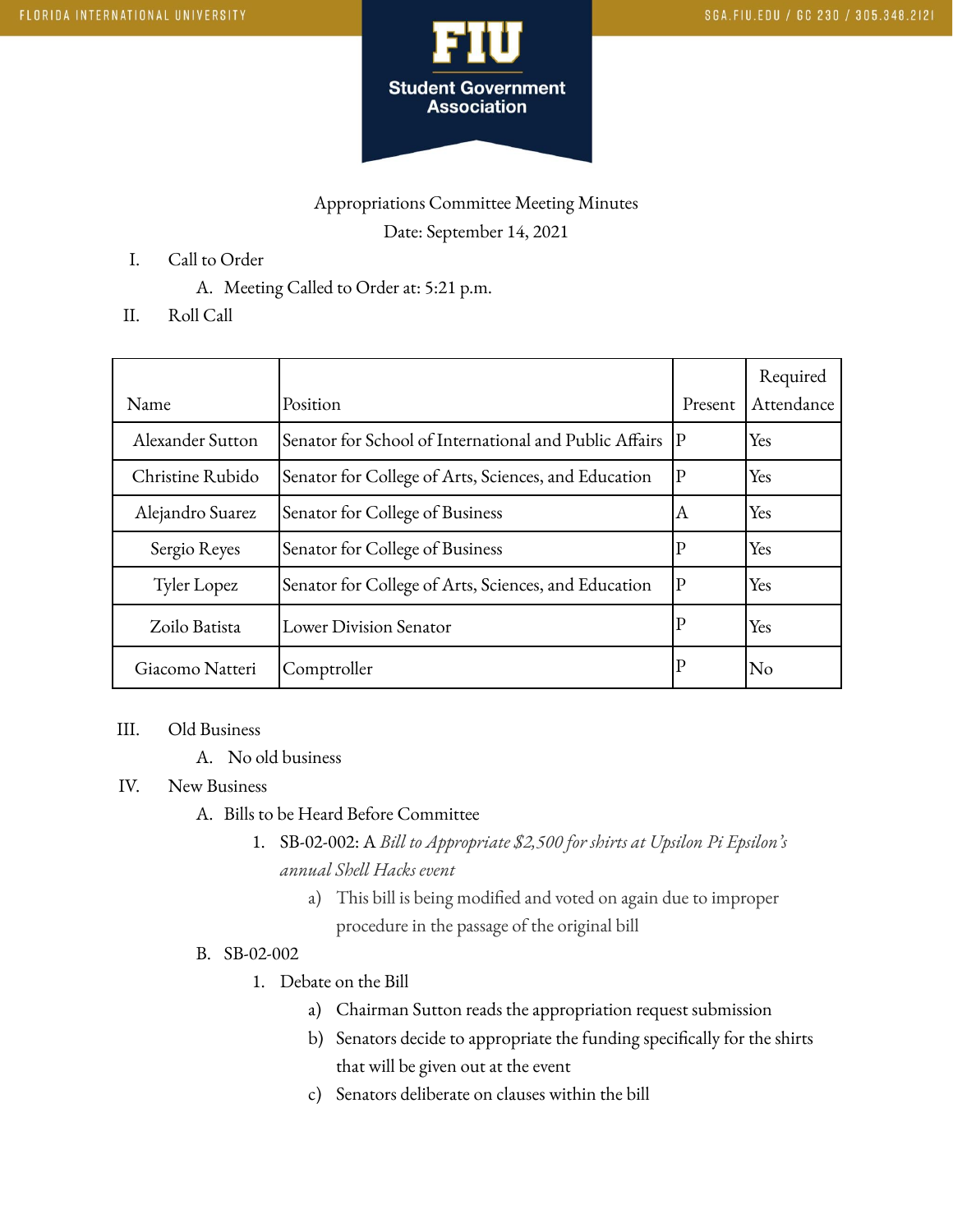Appropriations Committee Meeting Minutes

Date: September 14, 2021

I. Call to Order
   A. Meeting Called to Order at: 5:21 p.m.

II. Roll Call

| Name | Position | Present | Required Attendance |
|---|---|---|---|
| Alexander Sutton | Senator for School of International and Public Affairs | P | Yes |
| Christine Rubido | Senator for College of Arts, Sciences, and Education | P | Yes |
| Alejandro Suarez | Senator for College of Business | A | Yes |
| Sergio Reyes | Senator for College of Business | P | Yes |
| Tyler Lopez | Senator for College of Arts, Sciences, and Education | P | Yes |
| Zoilo Batista | Lower Division Senator | P | Yes |
| Giacomo Natteri | Comptroller | P | No |

III. Old Business
   A. No old business

IV. New Business
   A. Bills to be Heard Before Committee
      1. SB-02-002: A *Bill to Appropriate $2,500 for shirts at Upsilon Pi Epsilon's annual Shell Hacks event*
         a) This bill is being modified and voted on again due to improper procedure in the passage of the original bill
   B. SB-02-002
      1. Debate on the Bill
         a) Chairman Sutton reads the appropriation request submission
         b) Senators decide to appropriate the funding specifically for the shirts that will be given out at the event
         c) Senators deliberate on clauses within the bill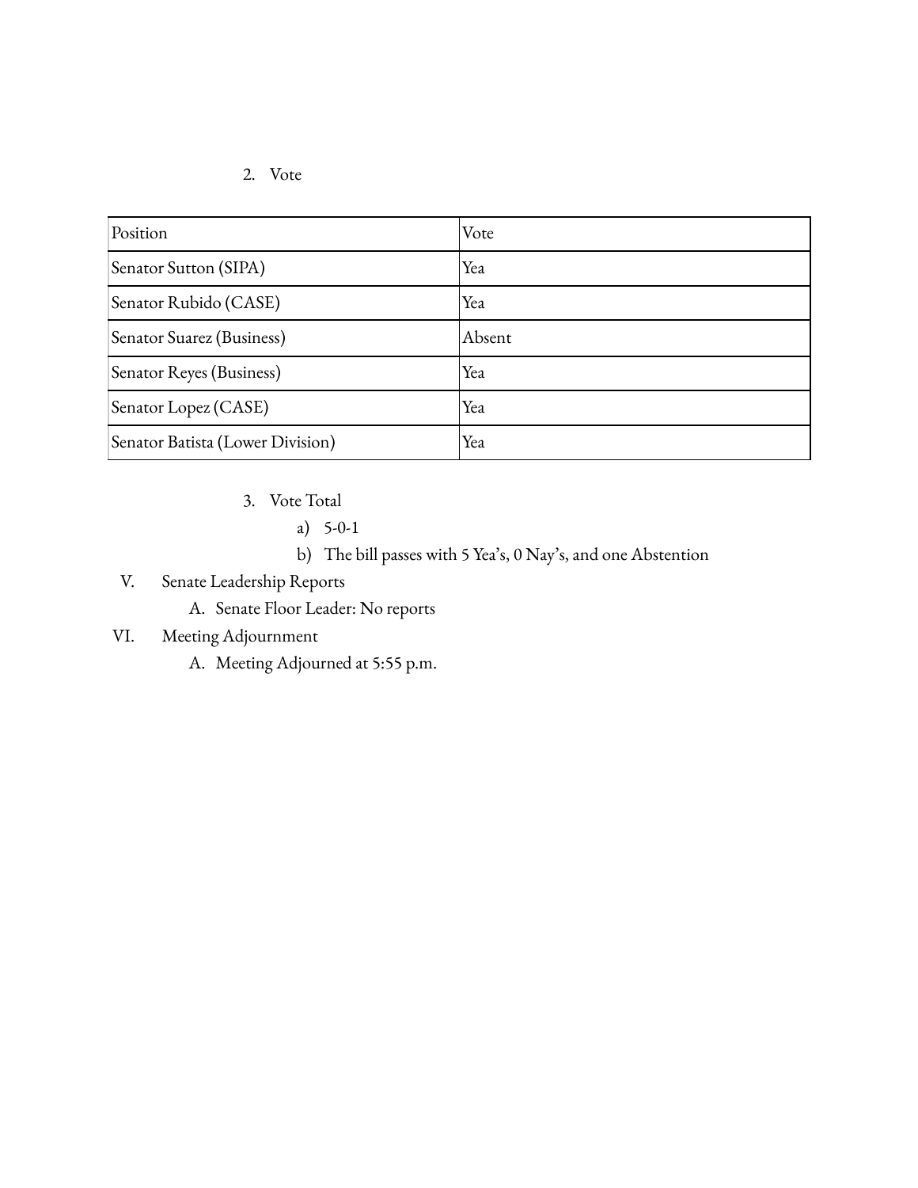2. Vote

| Position | Vote |
|---|---|
| Senator Sutton (SIPA) | Yea |
| Senator Rubido (CASE) | Yea |
| Senator Suarez (Business) | Absent |
| Senator Reyes (Business) | Yea |
| Senator Lopez (CASE) | Yea |
| Senator Batista (Lower Division) | Yea |

3. Vote Total
   a) 5-0-1
   b) The bill passes with 5 Yea's, 0 Nay's, and one Abstention

V. Senate Leadership Reports
   A. Senate Floor Leader: No reports

VI. Meeting Adjournment
   A. Meeting Adjourned at 5:55 p.m.